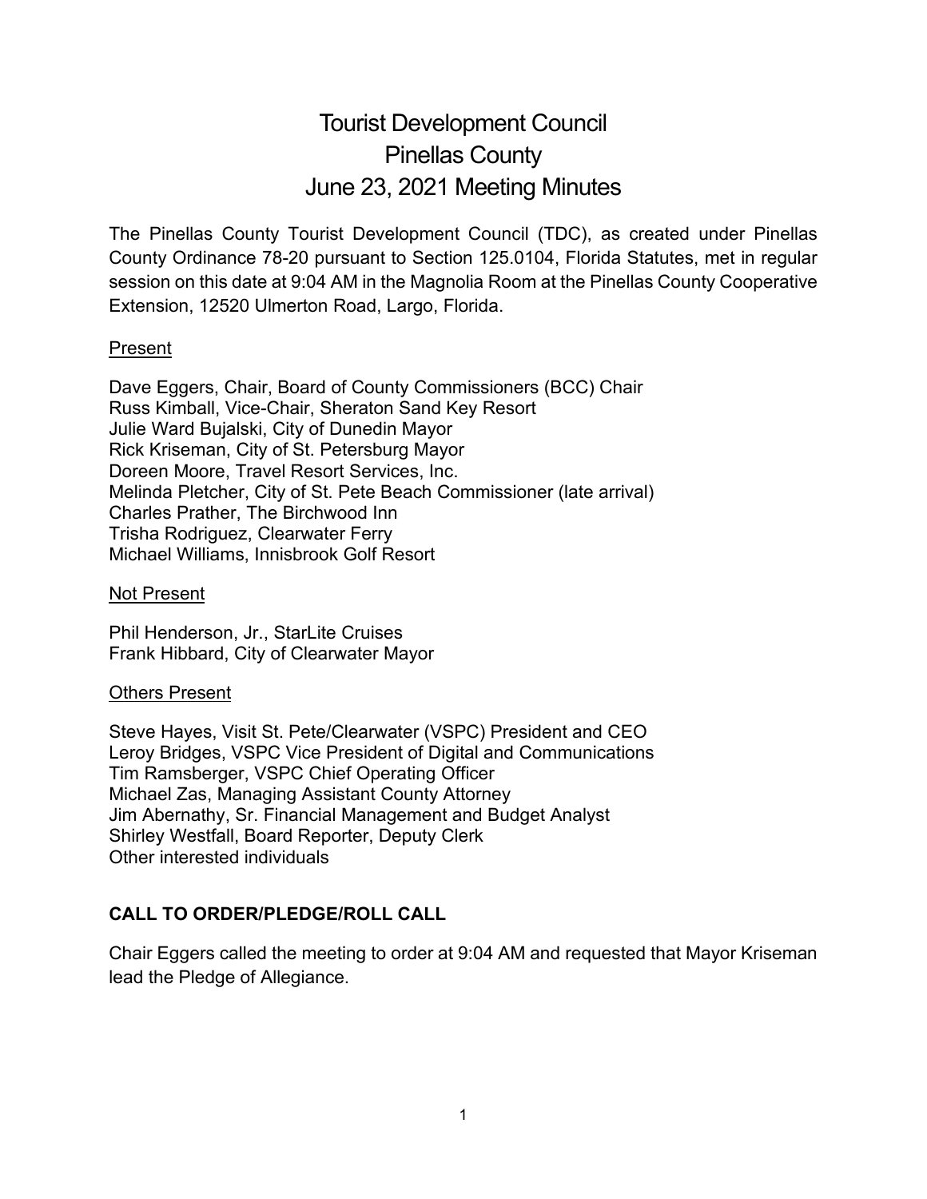# Tourist Development Council
# Pinellas County
# June 23, 2021 Meeting Minutes

The Pinellas County Tourist Development Council (TDC), as created under Pinellas County Ordinance 78-20 pursuant to Section 125.0104, Florida Statutes, met in regular session on this date at 9:04 AM in the Magnolia Room at the Pinellas County Cooperative Extension, 12520 Ulmerton Road, Largo, Florida.

Present

Dave Eggers, Chair, Board of County Commissioners (BCC) Chair
Russ Kimball, Vice-Chair, Sheraton Sand Key Resort
Julie Ward Bujalski, City of Dunedin Mayor
Rick Kriseman, City of St. Petersburg Mayor
Doreen Moore, Travel Resort Services, Inc.
Melinda Pletcher, City of St. Pete Beach Commissioner (late arrival)
Charles Prather, The Birchwood Inn
Trisha Rodriguez, Clearwater Ferry
Michael Williams, Innisbrook Golf Resort

Not Present

Phil Henderson, Jr., StarLite Cruises
Frank Hibbard, City of Clearwater Mayor

Others Present

Steve Hayes, Visit St. Pete/Clearwater (VSPC) President and CEO
Leroy Bridges, VSPC Vice President of Digital and Communications
Tim Ramsberger, VSPC Chief Operating Officer
Michael Zas, Managing Assistant County Attorney
Jim Abernathy, Sr. Financial Management and Budget Analyst
Shirley Westfall, Board Reporter, Deputy Clerk
Other interested individuals

**CALL TO ORDER/PLEDGE/ROLL CALL**

Chair Eggers called the meeting to order at 9:04 AM and requested that Mayor Kriseman lead the Pledge of Allegiance.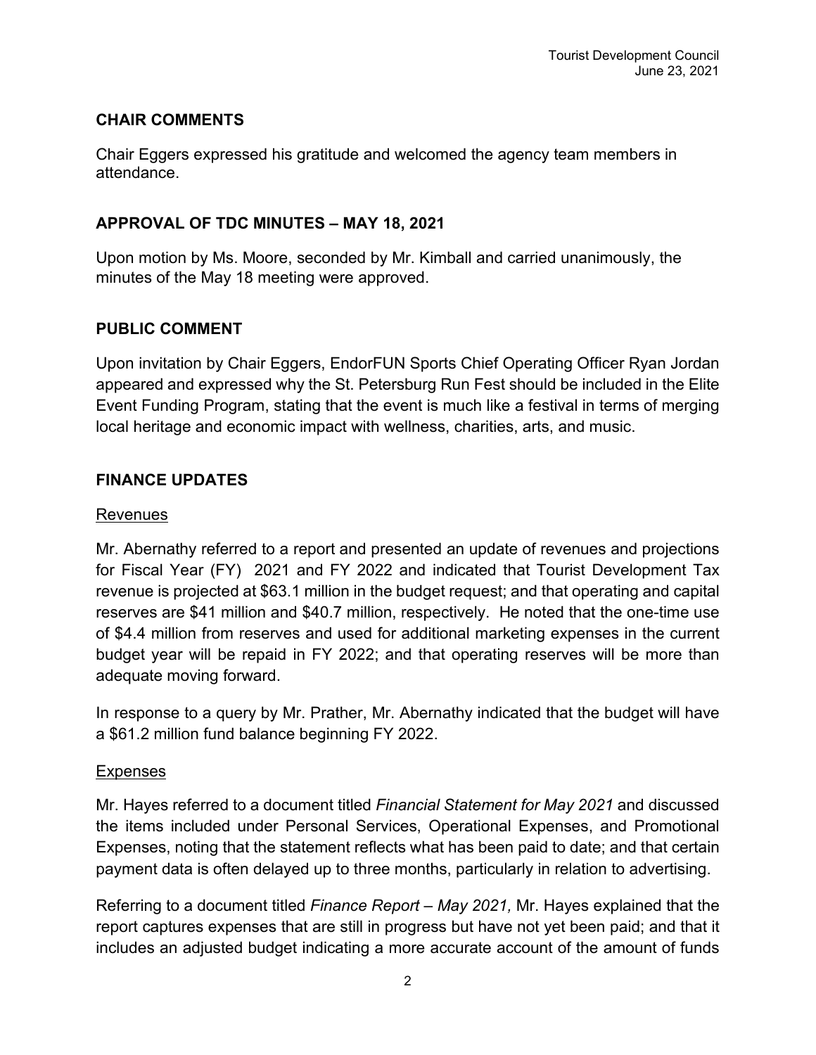## CHAIR COMMENTS

Chair Eggers expressed his gratitude and welcomed the agency team members in attendance.

## APPROVAL OF TDC MINUTES – MAY 18, 2021

Upon motion by Ms. Moore, seconded by Mr. Kimball and carried unanimously, the minutes of the May 18 meeting were approved.

## PUBLIC COMMENT

Upon invitation by Chair Eggers, EndorFUN Sports Chief Operating Officer Ryan Jordan appeared and expressed why the St. Petersburg Run Fest should be included in the Elite Event Funding Program, stating that the event is much like a festival in terms of merging local heritage and economic impact with wellness, charities, arts, and music.

## FINANCE UPDATES

### Revenues

Mr. Abernathy referred to a report and presented an update of revenues and projections for Fiscal Year (FY) 2021 and FY 2022 and indicated that Tourist Development Tax revenue is projected at $63.1 million in the budget request; and that operating and capital reserves are $41 million and $40.7 million, respectively. He noted that the one-time use of $4.4 million from reserves and used for additional marketing expenses in the current budget year will be repaid in FY 2022; and that operating reserves will be more than adequate moving forward.

In response to a query by Mr. Prather, Mr. Abernathy indicated that the budget will have a $61.2 million fund balance beginning FY 2022.

### Expenses

Mr. Hayes referred to a document titled *Financial Statement for May 2021* and discussed the items included under Personal Services, Operational Expenses, and Promotional Expenses, noting that the statement reflects what has been paid to date; and that certain payment data is often delayed up to three months, particularly in relation to advertising.

Referring to a document titled *Finance Report – May 2021,* Mr. Hayes explained that the report captures expenses that are still in progress but have not yet been paid; and that it includes an adjusted budget indicating a more accurate account of the amount of funds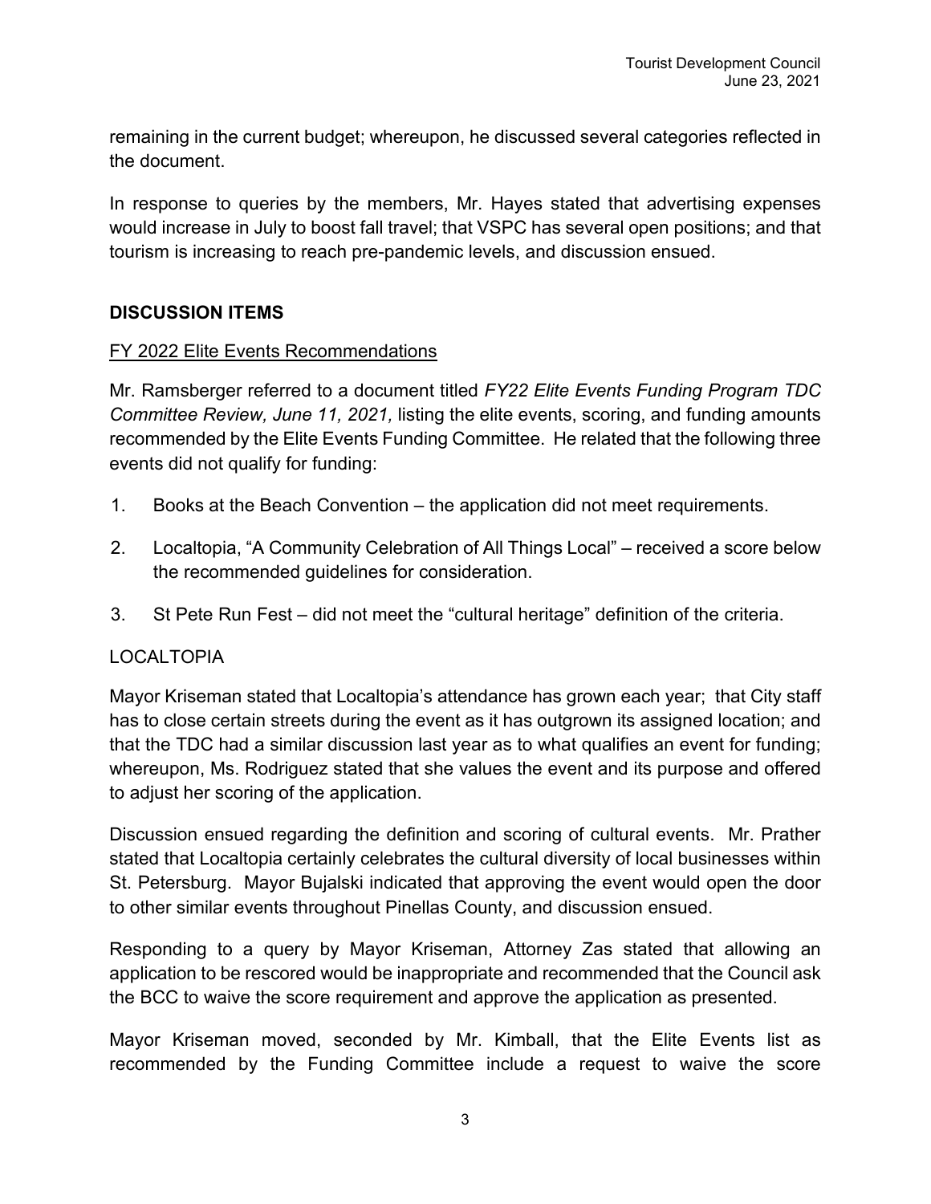remaining in the current budget; whereupon, he discussed several categories reflected in the document.

In response to queries by the members, Mr. Hayes stated that advertising expenses would increase in July to boost fall travel; that VSPC has several open positions; and that tourism is increasing to reach pre-pandemic levels, and discussion ensued.

## DISCUSSION ITEMS

### FY 2022 Elite Events Recommendations

Mr. Ramsberger referred to a document titled *FY22 Elite Events Funding Program TDC Committee Review, June 11, 2021,* listing the elite events, scoring, and funding amounts recommended by the Elite Events Funding Committee. He related that the following three events did not qualify for funding:

1. Books at the Beach Convention – the application did not meet requirements.
2. Localtopia, "A Community Celebration of All Things Local" – received a score below the recommended guidelines for consideration.
3. St Pete Run Fest – did not meet the "cultural heritage" definition of the criteria.

### LOCALTOPIA

Mayor Kriseman stated that Localtopia's attendance has grown each year; that City staff has to close certain streets during the event as it has outgrown its assigned location; and that the TDC had a similar discussion last year as to what qualifies an event for funding; whereupon, Ms. Rodriguez stated that she values the event and its purpose and offered to adjust her scoring of the application.

Discussion ensued regarding the definition and scoring of cultural events. Mr. Prather stated that Localtopia certainly celebrates the cultural diversity of local businesses within St. Petersburg. Mayor Bujalski indicated that approving the event would open the door to other similar events throughout Pinellas County, and discussion ensued.

Responding to a query by Mayor Kriseman, Attorney Zas stated that allowing an application to be rescored would be inappropriate and recommended that the Council ask the BCC to waive the score requirement and approve the application as presented.

Mayor Kriseman moved, seconded by Mr. Kimball, that the Elite Events list as recommended by the Funding Committee include a request to waive the score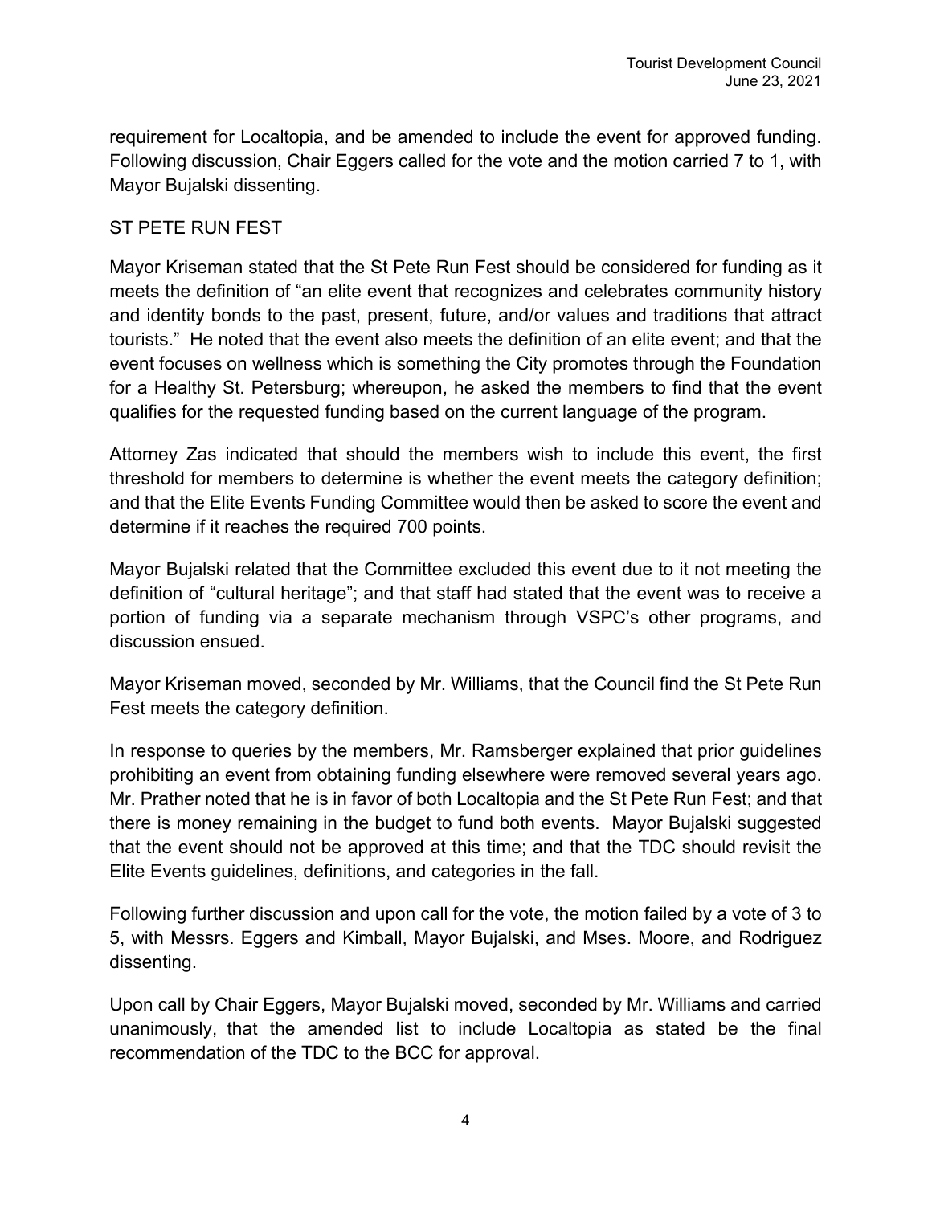requirement for Localtopia, and be amended to include the event for approved funding. Following discussion, Chair Eggers called for the vote and the motion carried 7 to 1, with Mayor Bujalski dissenting.

## ST PETE RUN FEST

Mayor Kriseman stated that the St Pete Run Fest should be considered for funding as it meets the definition of "an elite event that recognizes and celebrates community history and identity bonds to the past, present, future, and/or values and traditions that attract tourists." He noted that the event also meets the definition of an elite event; and that the event focuses on wellness which is something the City promotes through the Foundation for a Healthy St. Petersburg; whereupon, he asked the members to find that the event qualifies for the requested funding based on the current language of the program.

Attorney Zas indicated that should the members wish to include this event, the first threshold for members to determine is whether the event meets the category definition; and that the Elite Events Funding Committee would then be asked to score the event and determine if it reaches the required 700 points.

Mayor Bujalski related that the Committee excluded this event due to it not meeting the definition of "cultural heritage"; and that staff had stated that the event was to receive a portion of funding via a separate mechanism through VSPC's other programs, and discussion ensued.

Mayor Kriseman moved, seconded by Mr. Williams, that the Council find the St Pete Run Fest meets the category definition.

In response to queries by the members, Mr. Ramsberger explained that prior guidelines prohibiting an event from obtaining funding elsewhere were removed several years ago. Mr. Prather noted that he is in favor of both Localtopia and the St Pete Run Fest; and that there is money remaining in the budget to fund both events. Mayor Bujalski suggested that the event should not be approved at this time; and that the TDC should revisit the Elite Events guidelines, definitions, and categories in the fall.

Following further discussion and upon call for the vote, the motion failed by a vote of 3 to 5, with Messrs. Eggers and Kimball, Mayor Bujalski, and Mses. Moore, and Rodriguez dissenting.

Upon call by Chair Eggers, Mayor Bujalski moved, seconded by Mr. Williams and carried unanimously, that the amended list to include Localtopia as stated be the final recommendation of the TDC to the BCC for approval.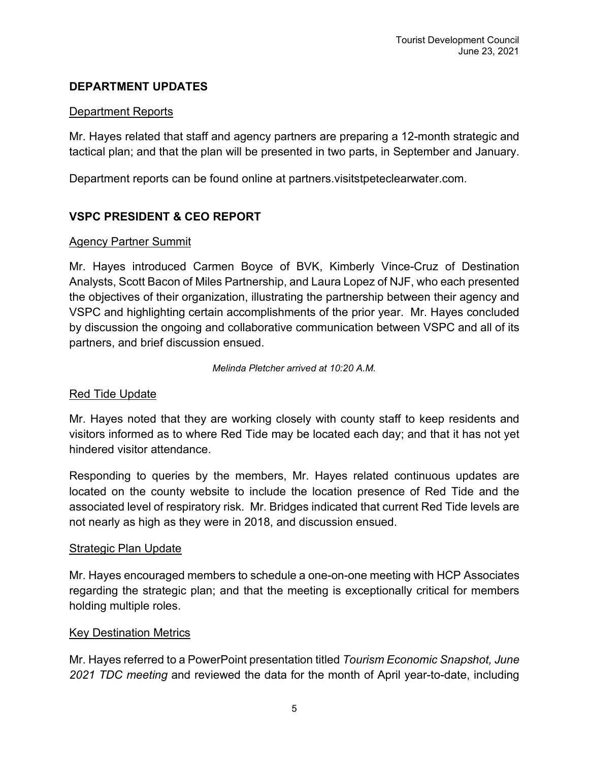## DEPARTMENT UPDATES

### Department Reports

Mr. Hayes related that staff and agency partners are preparing a 12-month strategic and tactical plan; and that the plan will be presented in two parts, in September and January.

Department reports can be found online at partners.visitstpeteclearwater.com.

## VSPC PRESIDENT & CEO REPORT

### Agency Partner Summit

Mr. Hayes introduced Carmen Boyce of BVK, Kimberly Vince-Cruz of Destination Analysts, Scott Bacon of Miles Partnership, and Laura Lopez of NJF, who each presented the objectives of their organization, illustrating the partnership between their agency and VSPC and highlighting certain accomplishments of the prior year. Mr. Hayes concluded by discussion the ongoing and collaborative communication between VSPC and all of its partners, and brief discussion ensued.

*Melinda Pletcher arrived at 10:20 A.M.*

### Red Tide Update

Mr. Hayes noted that they are working closely with county staff to keep residents and visitors informed as to where Red Tide may be located each day; and that it has not yet hindered visitor attendance.

Responding to queries by the members, Mr. Hayes related continuous updates are located on the county website to include the location presence of Red Tide and the associated level of respiratory risk. Mr. Bridges indicated that current Red Tide levels are not nearly as high as they were in 2018, and discussion ensued.

### Strategic Plan Update

Mr. Hayes encouraged members to schedule a one-on-one meeting with HCP Associates regarding the strategic plan; and that the meeting is exceptionally critical for members holding multiple roles.

### Key Destination Metrics

Mr. Hayes referred to a PowerPoint presentation titled *Tourism Economic Snapshot, June 2021 TDC meeting* and reviewed the data for the month of April year-to-date, including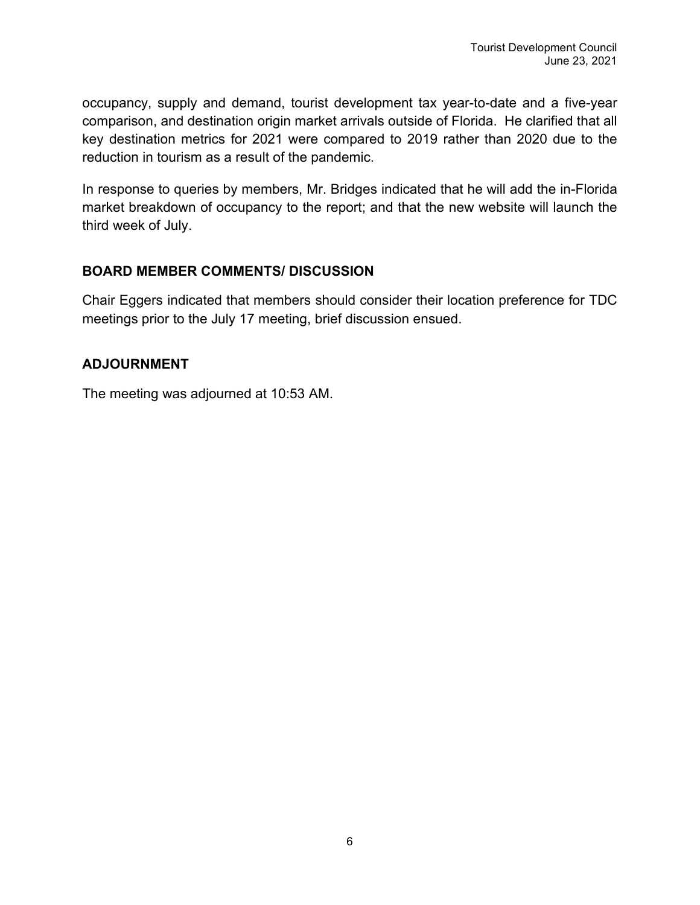occupancy, supply and demand, tourist development tax year-to-date and a five-year comparison, and destination origin market arrivals outside of Florida. He clarified that all key destination metrics for 2021 were compared to 2019 rather than 2020 due to the reduction in tourism as a result of the pandemic.

In response to queries by members, Mr. Bridges indicated that he will add the in-Florida market breakdown of occupancy to the report; and that the new website will launch the third week of July.

## BOARD MEMBER COMMENTS/ DISCUSSION

Chair Eggers indicated that members should consider their location preference for TDC meetings prior to the July 17 meeting, brief discussion ensued.

## ADJOURNMENT

The meeting was adjourned at 10:53 AM.